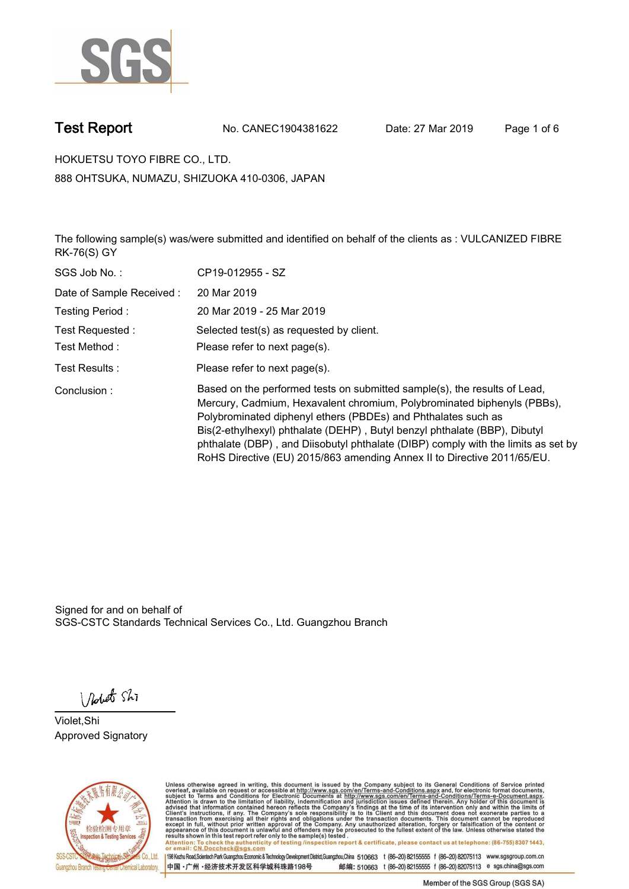# Test Report

No. CANEC1904381622 Date: 27 Mar 2019

HOKUETSU TOYO FIBRE CO., LTD.

888 OHTSUKA, NUMAZU, SHIZUOKA 410-0306, JAPAN

The following sample(s) was/were submitted and identified on behalf of the clients as : VULCANIZED FIBRE RK-76(S) GY

| | |
|---|---|
| SGS Job No. : | CP19-012955 - SZ |
| Date of Sample Received : | 20 Mar 2019 |
| Testing Period : | 20 Mar 2019 - 25 Mar 2019 |
| Test Requested : | Selected test(s) as requested by client. |
| Test Method : | Please refer to next page(s). |
| Test Results : | Please refer to next page(s). |
| Conclusion : | Based on the performed tests on submitted sample(s), the results of Lead, Mercury, Cadmium, Hexavalent chromium, Polybrominated biphenyls (PBBs), Polybrominated diphenyl ethers (PBDEs) and Phthalates such as Bis(2-ethylhexyl) phthalate (DEHP) , Butyl benzyl phthalate (BBP), Dibutyl phthalate (DBP) , and Diisobutyl phthalate (DIBP) comply with the limits as set by RoHS Directive (EU) 2015/863 amending Annex II to Directive 2011/65/EU. |

Signed for and on behalf of
SGS-CSTC Standards Technical Services Co., Ltd. Guangzhou Branch

Violet,Shi
Approved Signatory

Unless otherwise agreed in writing, this document is issued by the Company subject to its General Conditions of Service printed overleaf, available on request or accessible at http://www.sgs.com/en/Terms-and-Conditions.aspx and, for electronic format documents, subject to Terms and Conditions for Electronic Documents at http://www.sgs.com/en/Terms-and-Conditions/Terms-e-Document.aspx. Attention is drawn to the limitation of liability, indemnification and jurisdiction issues defined therein. Any holder of this document is advised that information contained hereon reflects the Company's findings at the time of its intervention only and within the limits of Client's instructions, if any. The Company's sole responsibility is to its Client and this document does not exonerate parties to a transaction from exercising all their rights and obligations under the transaction documents. This document cannot be reproduced except in full, without prior written approval of the Company. Any unauthorized alteration, forgery or falsification of the content or appearance of this document is unlawful and offenders may be prosecuted to the fullest extent of the law. Unless otherwise stated the results shown in this test report refer only to the sample(s) tested .

Attention: To check the authenticity of testing /inspection report & certificate, please contact us at telephone: (86-755) 8307 1443, or email: CN.Doccheck@sgs.com

198 Kezhu Road,Scientech Park Guangzhou Economic & Technology Development District,Guangzhou,China 510663 t (86–20) 82155555 f (86–20) 82075113 www.sgsgroup.com.cn

中国 •广州 •经济技术开发区科学城科珠路198号 邮编: 510663 t (86–20) 82155555 f (86–20) 82075113 e sgs.china@sgs.com

Member of the SGS Group (SGS SA)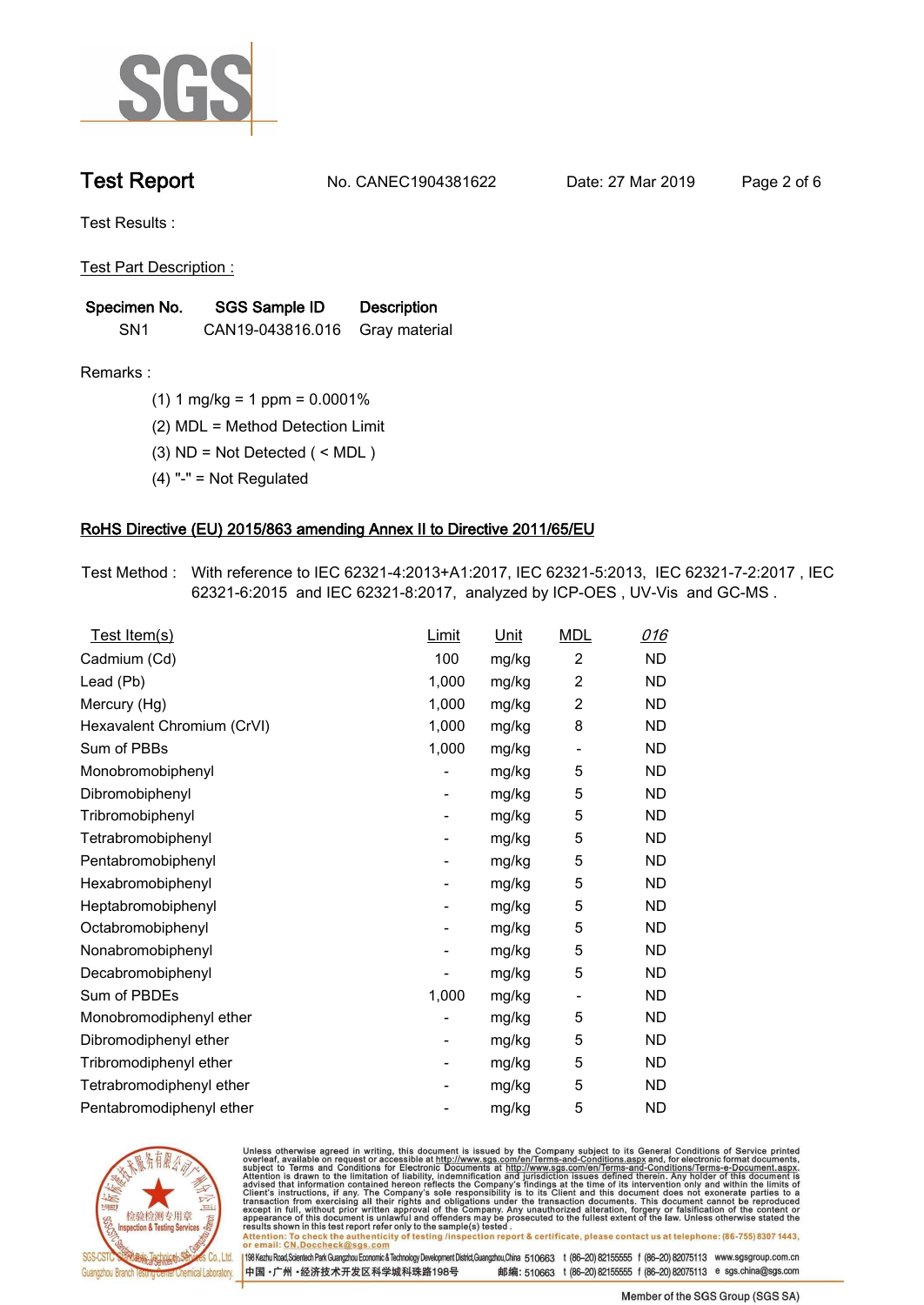# Test Report

No. CANEC1904381622 Date: 27 Mar 2019

Test Results :

Test Part Description :

| Specimen No. | SGS Sample ID | Description |
|---|---|---|
| SN1 | CAN19-043816.016 | Gray material |

Remarks :

(1) 1 mg/kg = 1 ppm = 0.0001%

(2) MDL = Method Detection Limit

(3) ND = Not Detected ( < MDL )

(4) "-" = Not Regulated

## RoHS Directive (EU) 2015/863 amending Annex II to Directive 2011/65/EU

Test Method : With reference to IEC 62321-4:2013+A1:2017, IEC 62321-5:2013, IEC 62321-7-2:2017 , IEC 62321-6:2015 and IEC 62321-8:2017, analyzed by ICP-OES , UV-Vis and GC-MS .

| Test Item(s) | Limit | Unit | MDL | 016 |
|---|---|---|---|---|
| Cadmium (Cd) | 100 | mg/kg | 2 | ND |
| Lead (Pb) | 1,000 | mg/kg | 2 | ND |
| Mercury (Hg) | 1,000 | mg/kg | 2 | ND |
| Hexavalent Chromium (CrVI) | 1,000 | mg/kg | 8 | ND |
| Sum of PBBs | 1,000 | mg/kg | - | ND |
| Monobromobiphenyl | - | mg/kg | 5 | ND |
| Dibromobiphenyl | - | mg/kg | 5 | ND |
| Tribromobiphenyl | - | mg/kg | 5 | ND |
| Tetrabromobiphenyl | - | mg/kg | 5 | ND |
| Pentabromobiphenyl | - | mg/kg | 5 | ND |
| Hexabromobiphenyl | - | mg/kg | 5 | ND |
| Heptabromobiphenyl | - | mg/kg | 5 | ND |
| Octabromobiphenyl | - | mg/kg | 5 | ND |
| Nonabromobiphenyl | - | mg/kg | 5 | ND |
| Decabromobiphenyl | - | mg/kg | 5 | ND |
| Sum of PBDEs | 1,000 | mg/kg | - | ND |
| Monobromodiphenyl ether | - | mg/kg | 5 | ND |
| Dibromodiphenyl ether | - | mg/kg | 5 | ND |
| Tribromodiphenyl ether | - | mg/kg | 5 | ND |
| Tetrabromodiphenyl ether | - | mg/kg | 5 | ND |
| Pentabromodiphenyl ether | - | mg/kg | 5 | ND |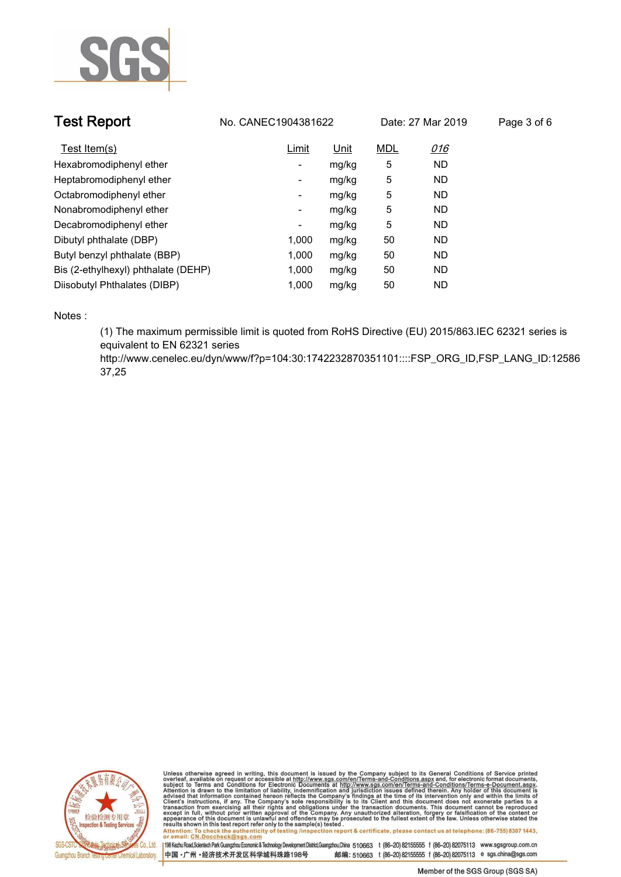# Test Report

No. CANEC1904381622 Date: 27 Mar 2019

| Test Item(s) | Limit | Unit | MDL | *016* |
|---|---|---|---|---|
| Hexabromodiphenyl ether | - | mg/kg | 5 | ND |
| Heptabromodiphenyl ether | - | mg/kg | 5 | ND |
| Octabromodiphenyl ether | - | mg/kg | 5 | ND |
| Nonabromodiphenyl ether | - | mg/kg | 5 | ND |
| Decabromodiphenyl ether | - | mg/kg | 5 | ND |
| Dibutyl phthalate (DBP) | 1,000 | mg/kg | 50 | ND |
| Butyl benzyl phthalate (BBP) | 1,000 | mg/kg | 50 | ND |
| Bis (2-ethylhexyl) phthalate (DEHP) | 1,000 | mg/kg | 50 | ND |
| Diisobutyl Phthalates (DIBP) | 1,000 | mg/kg | 50 | ND |

Notes :

(1) The maximum permissible limit is quoted from RoHS Directive (EU) 2015/863.IEC 62321 series is equivalent to EN 62321 series
http://www.cenelec.eu/dyn/www/f?p=104:30:1742232870351101::::FSP_ORG_ID,FSP_LANG_ID:1258637,25

Unless otherwise agreed in writing, this document is issued by the Company subject to its General Conditions of Service printed overleaf, available on request or accessible at http://www.sgs.com/en/Terms-and-Conditions.aspx and, for electronic format documents, subject to Terms and Conditions for Electronic Documents at http://www.sgs.com/en/Terms-and-Conditions/Terms-e-Document.aspx. Attention is drawn to the limitation of liability, indemnification and jurisdiction issues defined therein. Any holder of this document is advised that information contained hereon reflects the Company's findings at the time of its intervention only and within the limits of Client's instructions, if any. The Company's sole responsibility is to its Client and this document does not exonerate parties to a transaction from exercising all their rights and obligations under the transaction documents. This document cannot be reproduced except in full, without prior written approval of the Company. Any unauthorized alteration, forgery or falsification of the content or appearance of this document is unlawful and offenders may be prosecuted to the fullest extent of the law. Unless otherwise stated the results shown in this test report refer only to the sample(s) tested .
Attention: To check the authenticity of testing /inspection report & certificate, please contact us at telephone: (86-755) 8307 1443, or email: CN.Doccheck@sgs.com

SGS-CSTC Standards Technical Services Co., Ltd. Guangzhou Branch Testing Center Chemical Laboratory.

198 Kezhu Road,Scientech Park Guangzhou Economic & Technology Development District,Guangzhou,China 510663 t (86-20) 82155555 f (86-20) 82075113 www.sgsgroup.com.cn
中国・广州・经济技术开发区科学城科珠路198号 邮编: 510663 t (86-20) 82155555 f (86-20) 82075113 e sgs.china@sgs.com

Member of the SGS Group (SGS SA)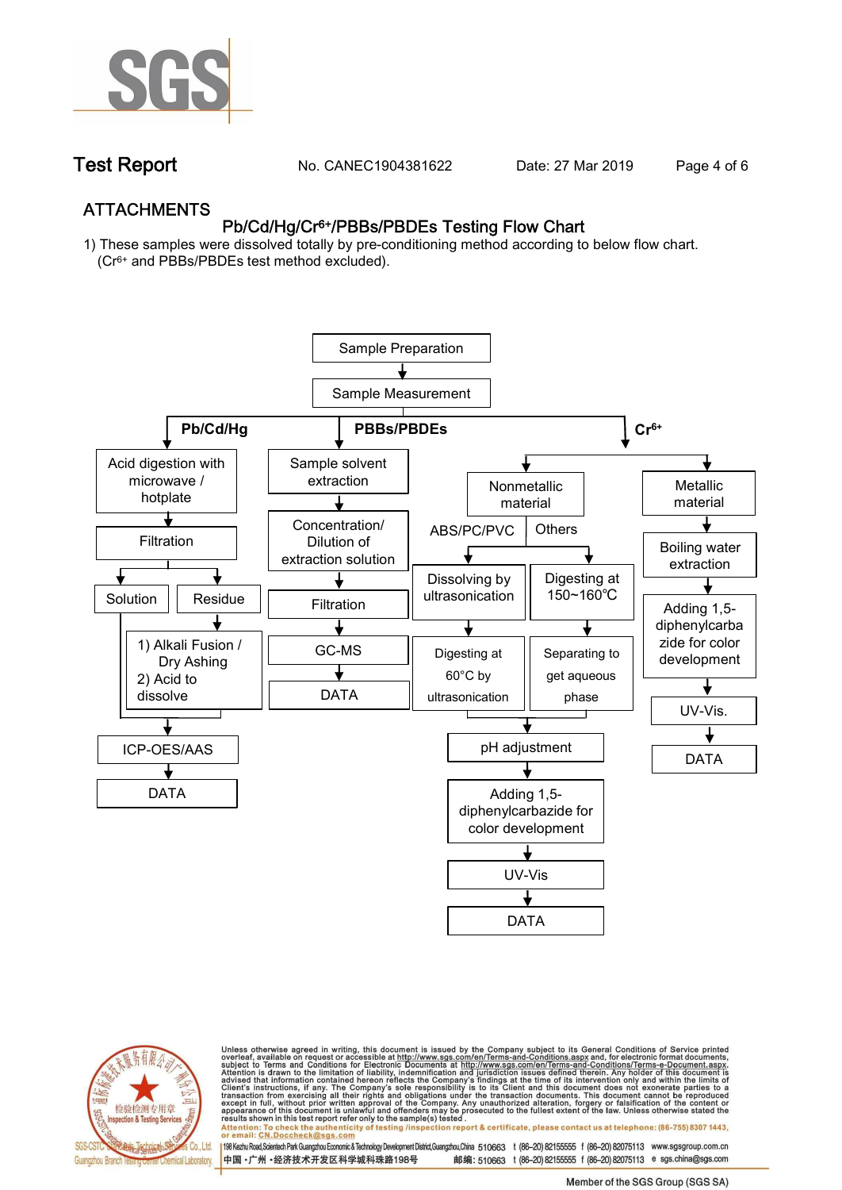## ATTACHMENTS

### Pb/Cd/Hg/$Cr^{6+}$/PBBs/PBDEs Testing Flow Chart

1) These samples were dissolved totally by pre-conditioning method according to below flow chart. ($Cr^{6+}$ and PBBs/PBDEs test method excluded).

Sample Preparation
↓
Sample Measurement
↓

**Pb/Cd/Hg**
- Acid digestion with microwave / hotplate
- ↓ Filtration
- ↓ Solution / Residue
  - Residue ↓ 1) Alkali Fusion / Dry Ashing 2) Acid to dissolve
- ↓ ICP-OES/AAS
- ↓ DATA

**PBBs/PBDEs**
- Sample solvent extraction
- ↓ Concentration/ Dilution of extraction solution
- ↓ Filtration
- ↓ GC-MS
- ↓ DATA

**$Cr^{6+}$**
- Nonmetallic material
  - ABS/PC/PVC: Dissolving by ultrasonication → Digesting at 60°C by ultrasonication
  - Others: Digesting at 150~160℃ → Separating to get aqueous phase
  - ↓ pH adjustment
  - ↓ Adding 1,5-diphenylcarbazide for color development
  - ↓ UV-Vis
  - ↓ DATA
- Metallic material
  - ↓ Boiling water extraction
  - ↓ Adding 1,5-diphenylcarbazide for color development
  - ↓ UV-Vis.
  - ↓ DATA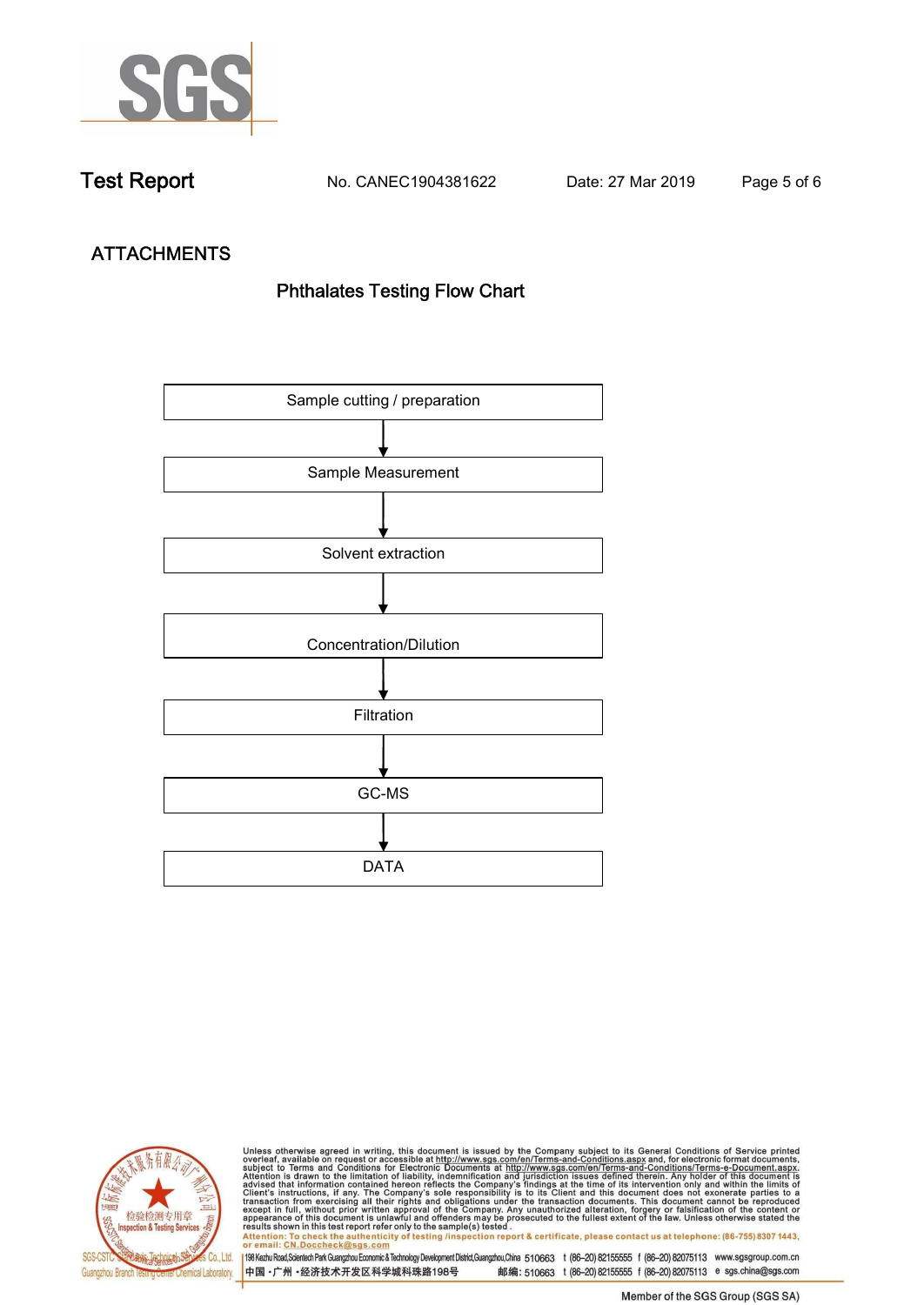## ATTACHMENTS

### Phthalates Testing Flow Chart

Sample cutting / preparation

↓

Sample Measurement

↓

Solvent extraction

↓

Concentration/Dilution

↓

Filtration

↓

GC-MS

↓

DATA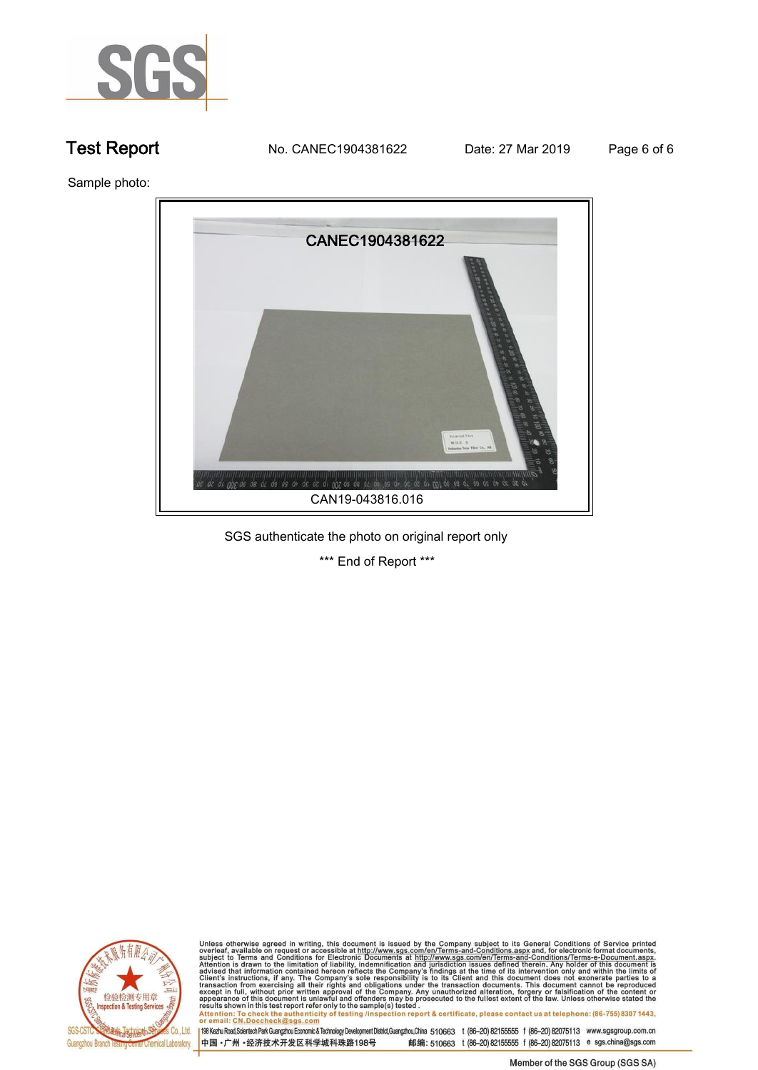Sample photo:

CANEC1904381622

CAN19-043816.016

SGS authenticate the photo on original report only

*** End of Report ***